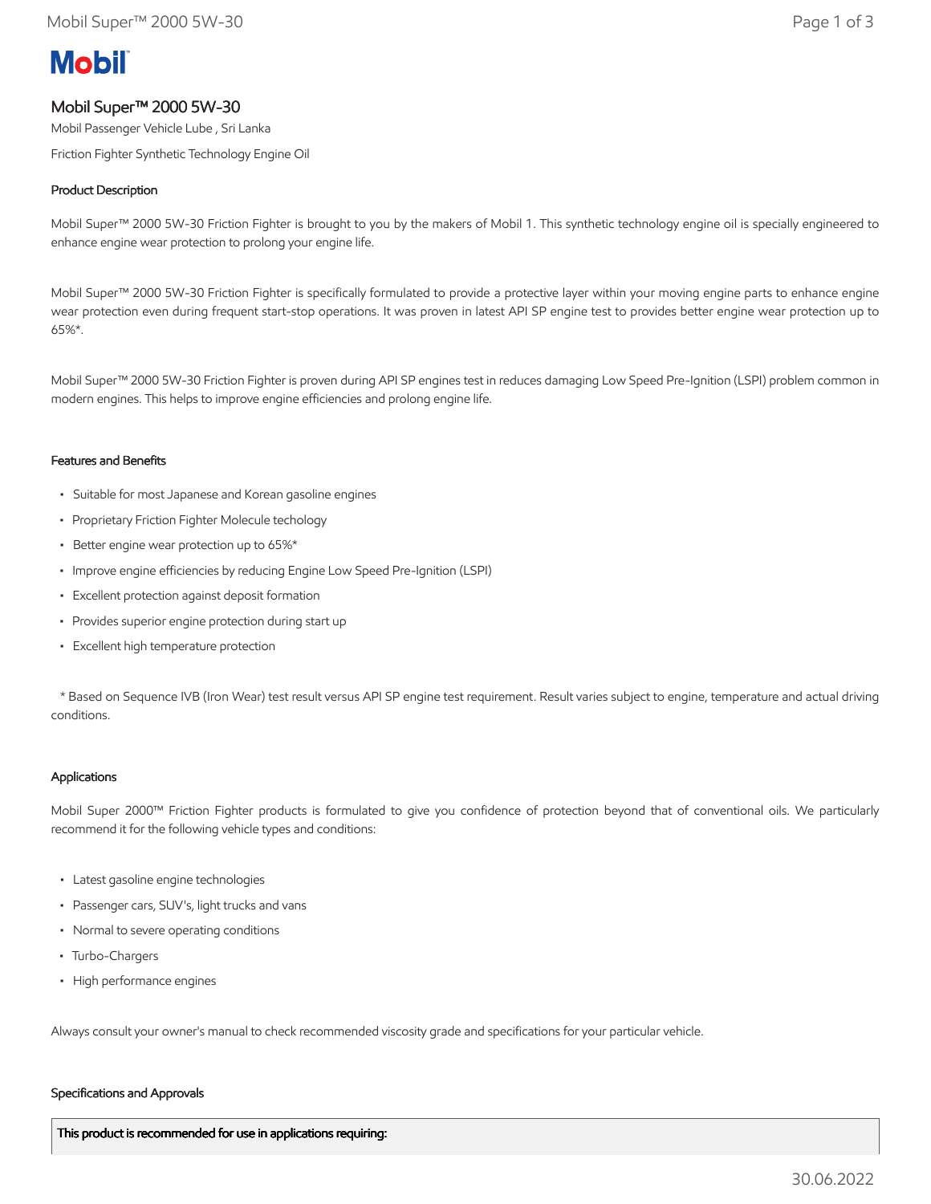# Mobil

## Mobil Super™ 2000 5W-30

Mobil Passenger Vehicle Lube , Sri Lanka

Friction Fighter Synthetic Technology Engine Oil

### Product Description

Mobil Super™ 2000 5W-30 Friction Fighter is brought to you by the makers of Mobil 1. This synthetic technology engine oil is specially engineered to enhance engine wear protection to prolong your engine life.

Mobil Super™ 2000 5W-30 Friction Fighter is specifically formulated to provide a protective layer within your moving engine parts to enhance engine wear protection even during frequent start-stop operations. It was proven in latest API SP engine test to provides better engine wear protection up to 65%*.

Mobil Super™ 2000 5W-30 Friction Fighter is proven during API SP engines test in reduces damaging Low Speed Pre-Ignition (LSPI) problem common in modern engines. This helps to improve engine efficiencies and prolong engine life.

### Features and Benefits

- Suitable for most Japanese and Korean gasoline engines
- Proprietary Friction Fighter Molecule techology
- Better engine wear protection up to 65%*
- Improve engine efficiencies by reducing Engine Low Speed Pre-Ignition (LSPI)
- Excellent protection against deposit formation
- Provides superior engine protection during start up
- Excellent high temperature protection

\* Based on Sequence IVB (Iron Wear) test result versus API SP engine test requirement. Result varies subject to engine, temperature and actual driving conditions.

### Applications

Mobil Super 2000™ Friction Fighter products is formulated to give you confidence of protection beyond that of conventional oils. We particularly recommend it for the following vehicle types and conditions:

- Latest gasoline engine technologies
- Passenger cars, SUV's, light trucks and vans
- Normal to severe operating conditions
- Turbo-Chargers
- High performance engines

Always consult your owner's manual to check recommended viscosity grade and specifications for your particular vehicle.

### Specifications and Approvals

| This product is recommended for use in applications requiring: |
| --- |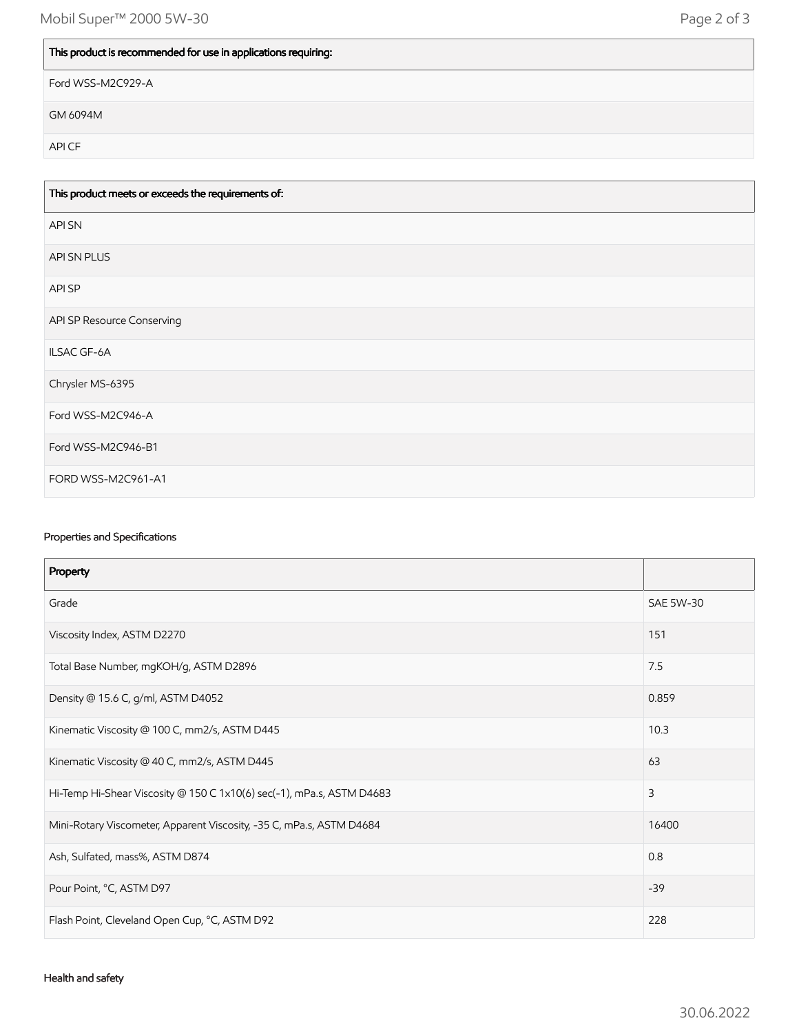| This product is recommended for use in applications requiring: |
|---|
| Ford WSS-M2C929-A |
| GM 6094M |
| API CF |

| This product meets or exceeds the requirements of: |
|---|
| API SN |
| API SN PLUS |
| API SP |
| API SP Resource Conserving |
| ILSAC GF-6A |
| Chrysler MS-6395 |
| Ford WSS-M2C946-A |
| Ford WSS-M2C946-B1 |
| FORD WSS-M2C961-A1 |

### Properties and Specifications

| Property | |
|---|---|
| Grade | SAE 5W-30 |
| Viscosity Index, ASTM D2270 | 151 |
| Total Base Number, mgKOH/g, ASTM D2896 | 7.5 |
| Density @ 15.6 C, g/ml, ASTM D4052 | 0.859 |
| Kinematic Viscosity @ 100 C, mm2/s, ASTM D445 | 10.3 |
| Kinematic Viscosity @ 40 C, mm2/s, ASTM D445 | 63 |
| Hi-Temp Hi-Shear Viscosity @ 150 C 1x10(6) sec(-1), mPa.s, ASTM D4683 | 3 |
| Mini-Rotary Viscometer, Apparent Viscosity, -35 C, mPa.s, ASTM D4684 | 16400 |
| Ash, Sulfated, mass%, ASTM D874 | 0.8 |
| Pour Point, °C, ASTM D97 | -39 |
| Flash Point, Cleveland Open Cup, °C, ASTM D92 | 228 |

### Health and safety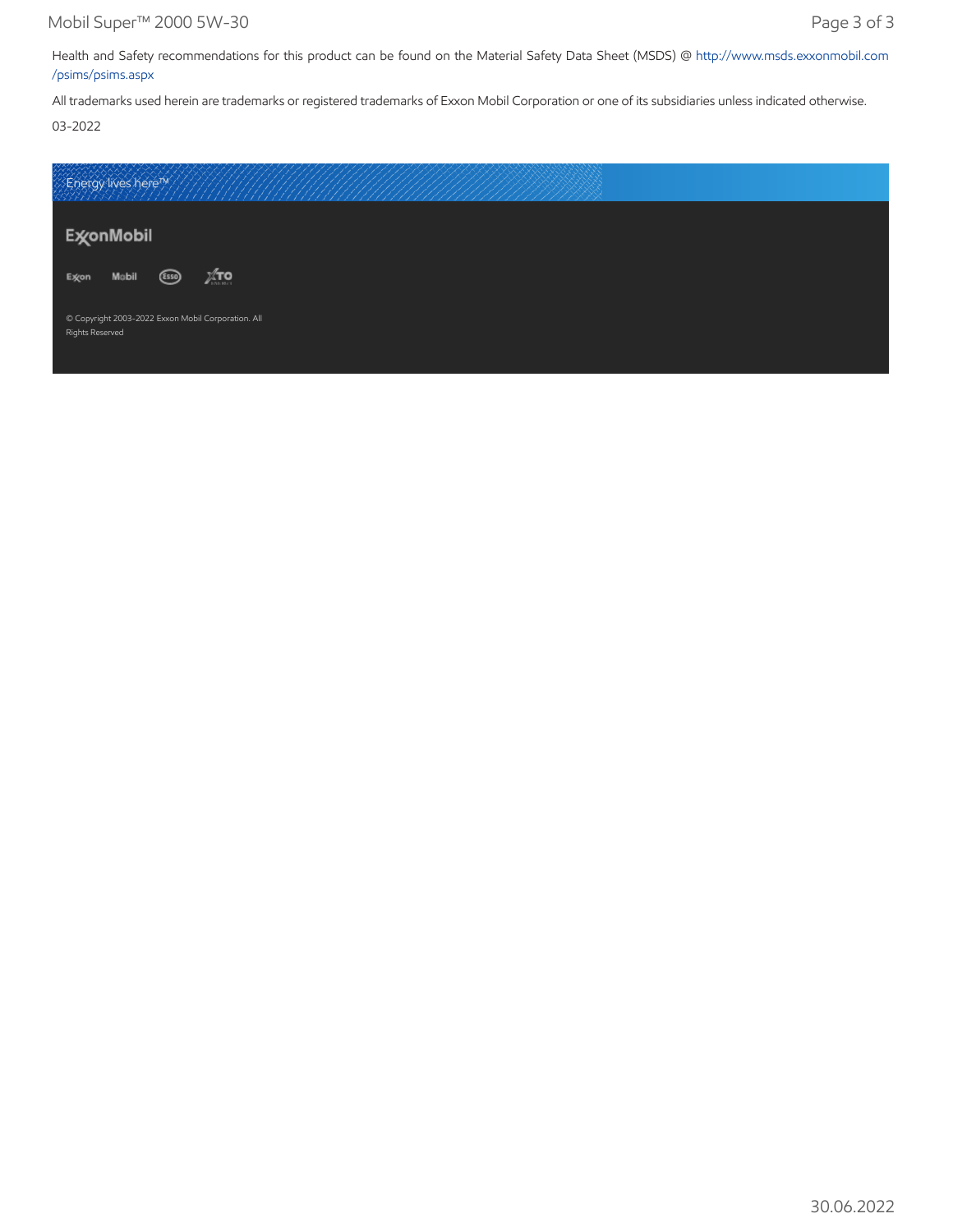Health and Safety recommendations for this product can be found on the Material Safety Data Sheet (MSDS) @ http://www.msds.exxonmobil.com/psims/psims.aspx

All trademarks used herein are trademarks or registered trademarks of Exxon Mobil Corporation or one of its subsidiaries unless indicated otherwise.

03-2022

Energy lives here™

ExxonMobil

Exxon Mobil Esso XTO

© Copyright 2003-2022 Exxon Mobil Corporation. All Rights Reserved